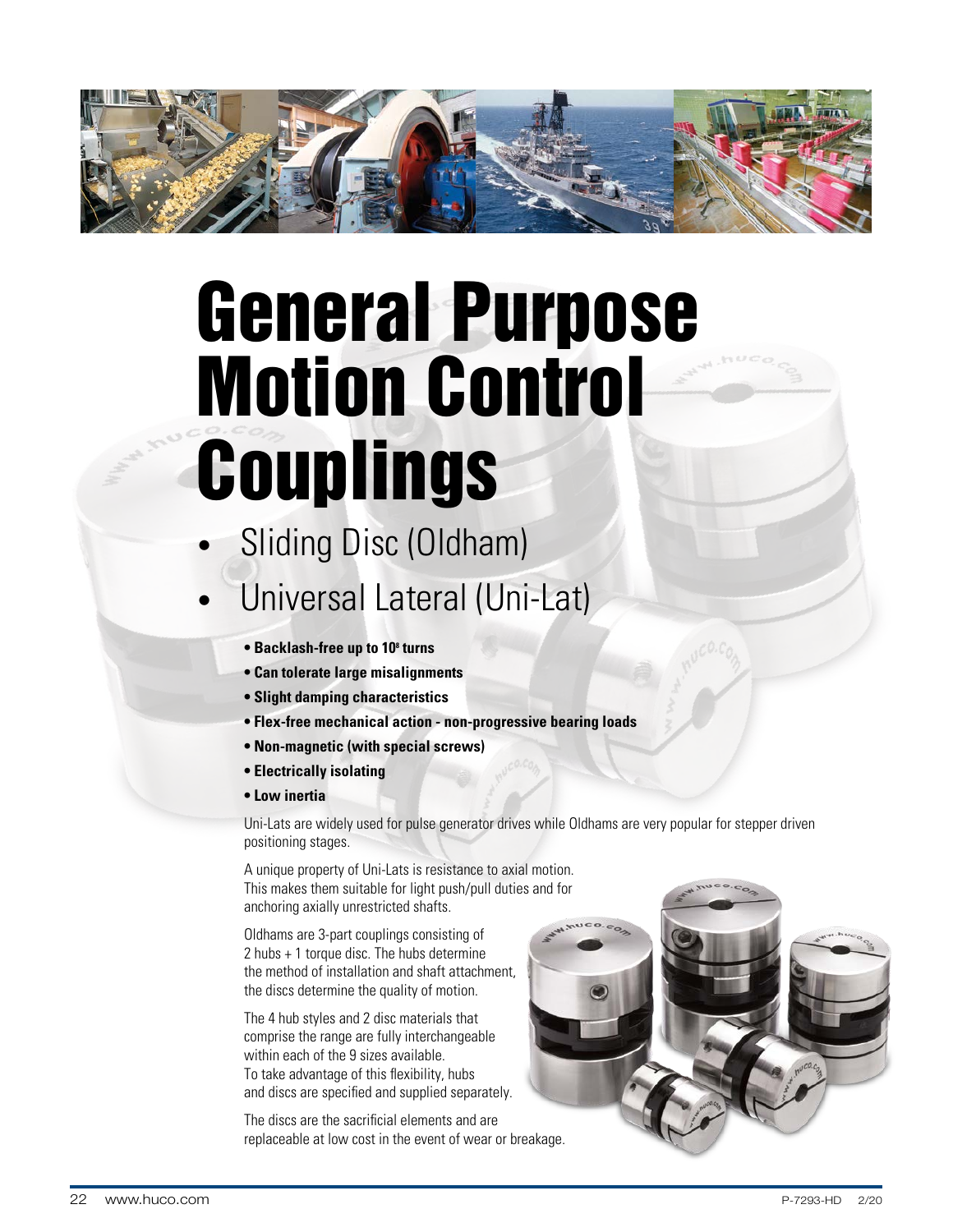# General Purpose Motion Control Couplings

- Sliding Disc (Oldham)
- Universal Lateral (Uni-Lat)

- **Backlash-free up to $10^8$ turns**
- **Can tolerate large misalignments**
- **Slight damping characteristics**
- **Flex-free mechanical action - non-progressive bearing loads**
- **Non-magnetic (with special screws)**
- **Electrically isolating**
- **Low inertia**

Uni-Lats are widely used for pulse generator drives while Oldhams are very popular for stepper driven positioning stages.

A unique property of Uni-Lats is resistance to axial motion. This makes them suitable for light push/pull duties and for anchoring axially unrestricted shafts.

Oldhams are 3-part couplings consisting of 2 hubs + 1 torque disc. The hubs determine the method of installation and shaft attachment, the discs determine the quality of motion.

The 4 hub styles and 2 disc materials that comprise the range are fully interchangeable within each of the 9 sizes available. To take advantage of this flexibility, hubs and discs are specified and supplied separately.

The discs are the sacrificial elements and are replaceable at low cost in the event of wear or breakage.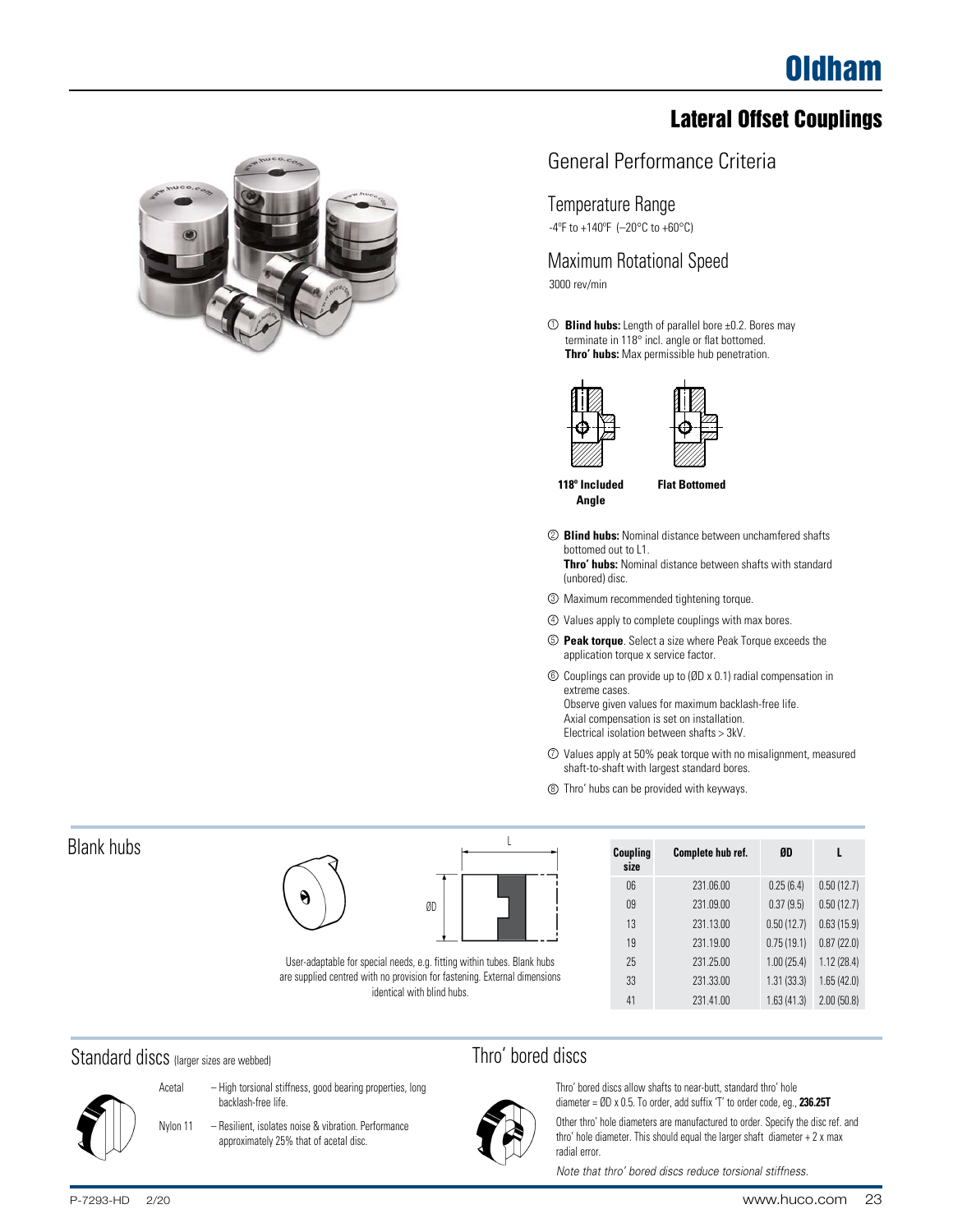# Oldham

## Lateral Offset Couplings

### General Performance Criteria

#### Temperature Range

-4ºF to +140ºF (–20°C to +60°C)

#### Maximum Rotational Speed

3000 rev/min

① **Blind hubs:** Length of parallel bore ±0.2. Bores may terminate in 118° incl. angle or flat bottomed.
**Thro' hubs:** Max permissible hub penetration.

**118º Included Angle** **Flat Bottomed**

② **Blind hubs:** Nominal distance between unchamfered shafts bottomed out to L1.
**Thro' hubs:** Nominal distance between shafts with standard (unbored) disc.

③ Maximum recommended tightening torque.

④ Values apply to complete couplings with max bores.

⑤ **Peak torque**. Select a size where Peak Torque exceeds the application torque x service factor.

⑥ Couplings can provide up to (ØD x 0.1) radial compensation in extreme cases.
Observe given values for maximum backlash-free life.
Axial compensation is set on installation.
Electrical isolation between shafts > 3kV.

⑦ Values apply at 50% peak torque with no misalignment, measured shaft-to-shaft with largest standard bores.

⑧ Thro' hubs can be provided with keyways.

## Blank hubs

User-adaptable for special needs, e.g. fitting within tubes. Blank hubs are supplied centred with no provision for fastening. External dimensions identical with blind hubs.

| Coupling size | Complete hub ref. | ØD | L |
|---|---|---|---|
| 06 | 231.06.00 | 0.25 (6.4) | 0.50 (12.7) |
| 09 | 231.09.00 | 0.37 (9.5) | 0.50 (12.7) |
| 13 | 231.13.00 | 0.50 (12.7) | 0.63 (15.9) |
| 19 | 231.19.00 | 0.75 (19.1) | 0.87 (22.0) |
| 25 | 231.25.00 | 1.00 (25.4) | 1.12 (28.4) |
| 33 | 231.33.00 | 1.31 (33.3) | 1.65 (42.0) |
| 41 | 231.41.00 | 1.63 (41.3) | 2.00 (50.8) |

## Standard discs (larger sizes are webbed)

Acetal – High torsional stiffness, good bearing properties, long backlash-free life.

Nylon 11 – Resilient, isolates noise & vibration. Performance approximately 25% that of acetal disc.

## Thro' bored discs

Thro' bored discs allow shafts to near-butt, standard thro' hole diameter = ØD x 0.5. To order, add suffix 'T' to order code, eg., **236.25T**

Other thro' hole diameters are manufactured to order. Specify the disc ref. and thro' hole diameter. This should equal the larger shaft diameter + 2 x max radial error.

*Note that thro' bored discs reduce torsional stiffness.*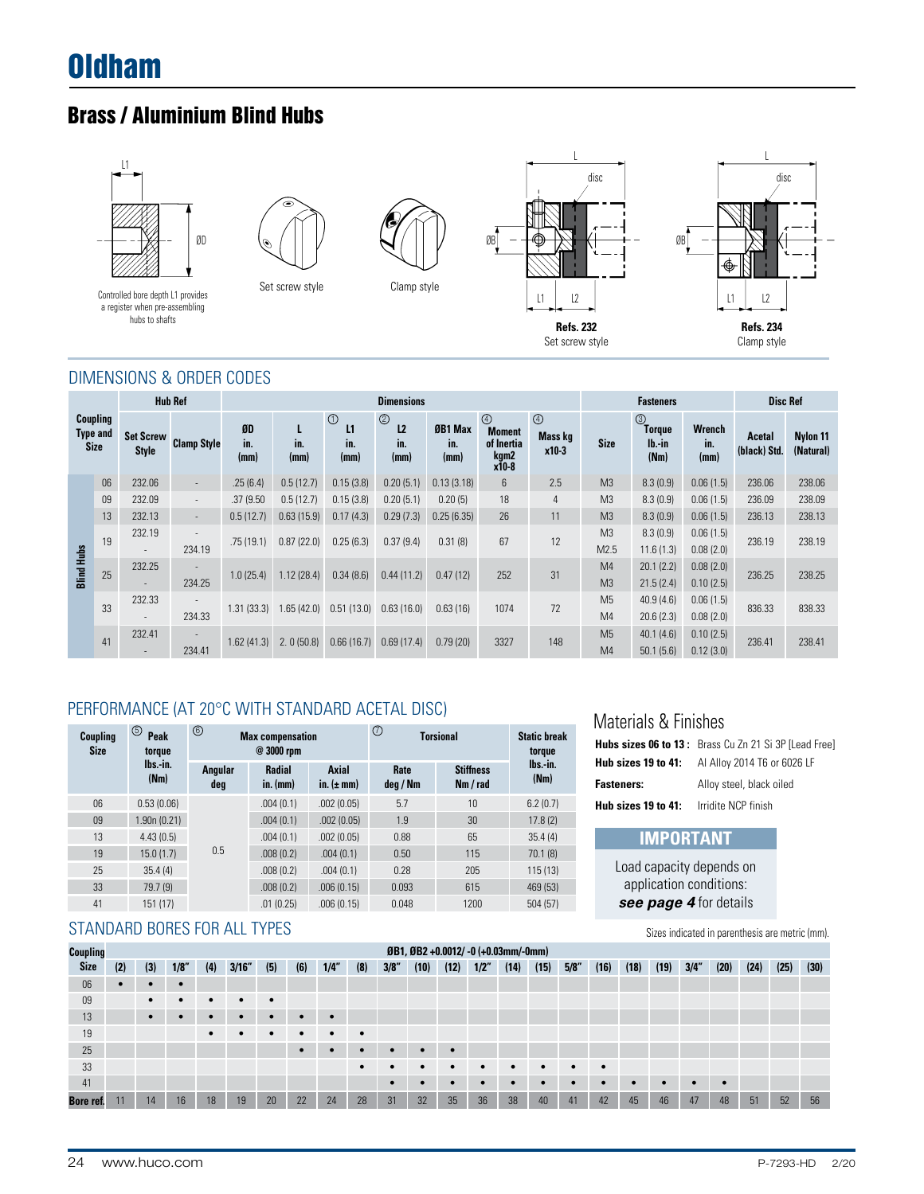# Oldham

## Brass / Aluminium Blind Hubs

Controlled bore depth L1 provides a register when pre-assembling hubs to shafts

Set screw style

Clamp style

**Refs. 232**
Set screw style

**Refs. 234**
Clamp style

### DIMENSIONS & ORDER CODES

| Coupling Type and Size | | Hub Ref | | Dimensions | | | | | | | Fasteners | | | Disc Ref | |
|---|---|---|---|---|---|---|---|---|---|---|---|---|---|---|---|
| | | Set Screw Style | Clamp Style | ØD in. (mm) | L in. (mm) | ① L1 in. (mm) | ② L2 in. (mm) | ØB1 Max in. (mm) | ④ Moment of Inertia kgm2 x10-8 | ④ Mass kg x10-3 | Size | ③ Torque lb.-in (Nm) | Wrench in. (mm) | Acetal (black) Std. | Nylon 11 (Natural) |
| Blind Hubs | 06 | 232.06 | - | .25 (6.4) | 0.5 (12.7) | 0.15 (3.8) | 0.20 (5.1) | 0.13 (3.18) | 6 | 2.5 | M3 | 8.3 (0.9) | 0.06 (1.5) | 236.06 | 238.06 |
| | 09 | 232.09 | - | .37 (9.50 | 0.5 (12.7) | 0.15 (3.8) | 0.20 (5.1) | 0.20 (5) | 18 | 4 | M3 | 8.3 (0.9) | 0.06 (1.5) | 236.09 | 238.09 |
| | 13 | 232.13 | - | 0.5 (12.7) | 0.63 (15.9) | 0.17 (4.3) | 0.29 (7.3) | 0.25 (6.35) | 26 | 11 | M3 | 8.3 (0.9) | 0.06 (1.5) | 236.13 | 238.13 |
| | 19 | 232.19 | - | .75 (19.1) | 0.87 (22.0) | 0.25 (6.3) | 0.37 (9.4) | 0.31 (8) | 67 | 12 | M3 | 8.3 (0.9) | 0.06 (1.5) | 236.19 | 238.19 |
| | | - | 234.19 | | | | | | | | M2.5 | 11.6 (1.3) | 0.08 (2.0) | | |
| | 25 | 232.25 | - | 1.0 (25.4) | 1.12 (28.4) | 0.34 (8.6) | 0.44 (11.2) | 0.47 (12) | 252 | 31 | M4 | 20.1 (2.2) | 0.08 (2.0) | 236.25 | 238.25 |
| | | - | 234.25 | | | | | | | | M3 | 21.5 (2.4) | 0.10 (2.5) | | |
| | 33 | 232.33 | - | 1.31 (33.3) | 1.65 (42.0) | 0.51 (13.0) | 0.63 (16.0) | 0.63 (16) | 1074 | 72 | M5 | 40.9 (4.6) | 0.06 (1.5) | 836.33 | 838.33 |
| | | - | 234.33 | | | | | | | | M4 | 20.6 (2.3) | 0.08 (2.0) | | |
| | 41 | 232.41 | - | 1.62 (41.3) | 2. 0 (50.8) | 0.66 (16.7) | 0.69 (17.4) | 0.79 (20) | 3327 | 148 | M5 | 40.1 (4.6) | 0.10 (2.5) | 236.41 | 238.41 |
| | | - | 234.41 | | | | | | | | M4 | 50.1 (5.6) | 0.12 (3.0) | | |

### PERFORMANCE (AT 20°C WITH STANDARD ACETAL DISC)

| Coupling Size | ⑤ Peak torque lbs.-in. (Nm) | ⑥ Max compensation @ 3000 rpm | | | ⑦ Torsional | | Static break torque lbs.-in. (Nm) |
|---|---|---|---|---|---|---|---|
| | | Angular deg | Radial in. (mm) | Axial in. (± mm) | Rate deg / Nm | Stiffness Nm / rad | |
| 06 | 0.53 (0.06) | 0.5 | .004 (0.1) | .002 (0.05) | 5.7 | 10 | 6.2 (0.7) |
| 09 | 1.90n (0.21) | | .004 (0.1) | .002 (0.05) | 1.9 | 30 | 17.8 (2) |
| 13 | 4.43 (0.5) | | .004 (0.1) | .002 (0.05) | 0.88 | 65 | 35.4 (4) |
| 19 | 15.0 (1.7) | | .008 (0.2) | .004 (0.1) | 0.50 | 115 | 70.1 (8) |
| 25 | 35.4 (4) | | .008 (0.2) | .004 (0.1) | 0.28 | 205 | 115 (13) |
| 33 | 79.7 (9) | | .008 (0.2) | .006 (0.15) | 0.093 | 615 | 469 (53) |
| 41 | 151 (17) | | .01 (0.25) | .006 (0.15) | 0.048 | 1200 | 504 (57) |

### Materials & Finishes

**Hubs sizes 06 to 13 :** Brass Cu Zn 21 Si 3P [Lead Free]
**Hub sizes 19 to 41:** Al Alloy 2014 T6 or 6026 LF
**Fasteners:** Alloy steel, black oiled
**Hub sizes 19 to 41:** Irridite NCP finish

**IMPORTANT**

Load capacity depends on application conditions: ***see page 4*** for details

### STANDARD BORES FOR ALL TYPES

Sizes indicated in parenthesis are metric (mm).

| Coupling Size | ØB1, ØB2 +0.0012/ -0 (+0.03mm/-0mm) | | | | | | | | | | | | | | | | | | | | | | | | |
|---|---|---|---|---|---|---|---|---|---|---|---|---|---|---|---|---|---|---|---|---|---|---|---|---|---|
| | (2) | (3) | 1/8" | (4) | 3/16" | (5) | (6) | 1/4" | (8) | 3/8" | (10) | (12) | 1/2" | (14) | (15) | 5/8" | (16) | (18) | (19) | 3/4" | (20) | (24) | (25) | (30) |
| 06 | • | • | • | | | | | | | | | | | | | | | | | | | | | |
| 09 | | • | • | • | • | • | | | | | | | | | | | | | | | | | | |
| 13 | | • | • | • | • | • | • | • | | | | | | | | | | | | | | | | |
| 19 | | | | • | • | • | • | • | • | | | | | | | | | | | | | | | |
| 25 | | | | | | | • | • | • | • | • | • | | | | | | | | | | | | |
| 33 | | | | | | | | | • | • | • | • | • | • | • | • | • | | | | | | | |
| 41 | | | | | | | | | | • | • | • | • | • | • | • | • | • | • | • | • | | | |
| Bore ref. | 11 | 14 | 16 | 18 | 19 | 20 | 22 | 24 | 28 | 31 | 32 | 35 | 36 | 38 | 40 | 41 | 42 | 45 | 46 | 47 | 48 | 51 | 52 | 56 |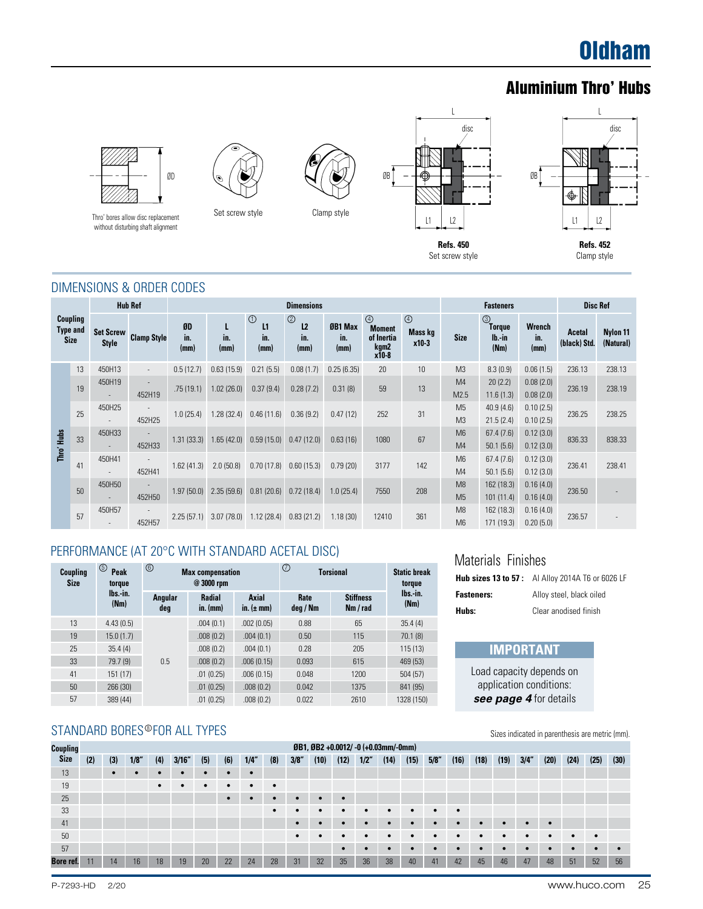# Oldham

## Aluminium Thro' Hubs

Thro' bores allow disc replacement without disturbing shaft alignment

Set screw style

Clamp style

**Refs. 450**
Set screw style

**Refs. 452**
Clamp style

## DIMENSIONS & ORDER CODES

| Coupling Type and Size | | Hub Ref | | Dimensions | | | | | | | Fasteners | | | Disc Ref | |
|---|---|---|---|---|---|---|---|---|---|---|---|---|---|---|---|
| | | Set Screw Style | Clamp Style | ØD in. (mm) | L in. (mm) | ① L1 in. (mm) | ② L2 in. (mm) | ØB1 Max in. (mm) | ④ Moment of Inertia kgm2 x10-8 | ④ Mass kg x10-3 | Size | ③ Torque lb.-in (Nm) | Wrench in. (mm) | Acetal (black) Std. | Nylon 11 (Natural) |
| Thro' Hubs | 13 | 450H13 | - | 0.5 (12.7) | 0.63 (15.9) | 0.21 (5.5) | 0.08 (1.7) | 0.25 (6.35) | 20 | 10 | M3 | 8.3 (0.9) | 0.06 (1.5) | 236.13 | 238.13 |
| | 19 | 450H19 | - | .75 (19.1) | 1.02 (26.0) | 0.37 (9.4) | 0.28 (7.2) | 0.31 (8) | 59 | 13 | M4 | 20 (2.2) | 0.08 (2.0) | 236.19 | 238.19 |
| | | - | 452H19 | | | | | | | | M2.5 | 11.6 (1.3) | 0.08 (2.0) | | |
| | 25 | 450H25 | - | 1.0 (25.4) | 1.28 (32.4) | 0.46 (11.6) | 0.36 (9.2) | 0.47 (12) | 252 | 31 | M5 | 40.9 (4.6) | 0.10 (2.5) | 236.25 | 238.25 |
| | | - | 452H25 | | | | | | | | M3 | 21.5 (2.4) | 0.10 (2.5) | | |
| | 33 | 450H33 | - | 1.31 (33.3) | 1.65 (42.0) | 0.59 (15.0) | 0.47 (12.0) | 0.63 (16) | 1080 | 67 | M6 | 67.4 (7.6) | 0.12 (3.0) | 836.33 | 838.33 |
| | | - | 452H33 | | | | | | | | M4 | 50.1 (5.6) | 0.12 (3.0) | | |
| | 41 | 450H41 | - | 1.62 (41.3) | 2.0 (50.8) | 0.70 (17.8) | 0.60 (15.3) | 0.79 (20) | 3177 | 142 | M6 | 67.4 (7.6) | 0.12 (3.0) | 236.41 | 238.41 |
| | | - | 452H41 | | | | | | | | M4 | 50.1 (5.6) | 0.12 (3.0) | | |
| | 50 | 450H50 | - | 1.97 (50.0) | 2.35 (59.6) | 0.81 (20.6) | 0.72 (18.4) | 1.0 (25.4) | 7550 | 208 | M8 | 162 (18.3) | 0.16 (4.0) | 236.50 | - |
| | | - | 452H50 | | | | | | | | M5 | 101 (11.4) | 0.16 (4.0) | | |
| | 57 | 450H57 | - | 2.25 (57.1) | 3.07 (78.0) | 1.12 (28.4) | 0.83 (21.2) | 1.18 (30) | 12410 | 361 | M8 | 162 (18.3) | 0.16 (4.0) | 236.57 | - |
| | | - | 452H57 | | | | | | | | M6 | 171 (19.3) | 0.20 (5.0) | | |

## PERFORMANCE (AT 20°C WITH STANDARD ACETAL DISC)

| Coupling Size | ⑤ Peak torque lbs.-in. (Nm) | ⑥ Max compensation @ 3000 rpm | | | ⑦ Torsional | | Static break torque lbs.-in. (Nm) |
|---|---|---|---|---|---|---|---|
| | | Angular deg | Radial in. (mm) | Axial in. (± mm) | Rate deg / Nm | Stiffness Nm / rad | |
| 13 | 4.43 (0.5) | 0.5 | .004 (0.1) | .002 (0.05) | 0.88 | 65 | 35.4 (4) |
| 19 | 15.0 (1.7) | | .008 (0.2) | .004 (0.1) | 0.50 | 115 | 70.1 (8) |
| 25 | 35.4 (4) | | .008 (0.2) | .004 (0.1) | 0.28 | 205 | 115 (13) |
| 33 | 79.7 (9) | | .008 (0.2) | .006 (0.15) | 0.093 | 615 | 469 (53) |
| 41 | 151 (17) | | .01 (0.25) | .006 (0.15) | 0.048 | 1200 | 504 (57) |
| 50 | 266 (30) | | .01 (0.25) | .008 (0.2) | 0.042 | 1375 | 841 (95) |
| 57 | 389 (44) | | .01 (0.25) | .008 (0.2) | 0.022 | 2610 | 1328 (150) |

## Materials Finishes

**Hub sizes 13 to 57 :** Al Alloy 2014A T6 or 6026 LF

**Fasteners:** Alloy steel, black oiled

**Hubs:** Clear anodised finish

### IMPORTANT

Load capacity depends on application conditions: ***see page 4*** for details

## STANDARD BORES⑧ FOR ALL TYPES

Sizes indicated in parenthesis are metric (mm).

| Coupling Size | ØB1, ØB2 +0.0012/ -0 (+0.03mm/-0mm) | | | | | | | | | | | | | | | | | | | | | | | |
|---|---|---|---|---|---|---|---|---|---|---|---|---|---|---|---|---|---|---|---|---|---|---|---|---|
| | (2) | (3) | 1/8" | (4) | 3/16" | (5) | (6) | 1/4" | (8) | 3/8" | (10) | (12) | 1/2" | (14) | (15) | 5/8" | (16) | (18) | (19) | 3/4" | (20) | (24) | (25) | (30) |
| 13 | | • | • | • | • | • | • | • | | | | | | | | | | | | | | | | |
| 19 | | | | • | • | • | • | • | • | | | | | | | | | | | | | | | |
| 25 | | | | | | | • | • | • | • | • | • | | | | | | | | | | | | |
| 33 | | | | | | | | | • | • | • | • | • | • | • | • | • | | | | | | | |
| 41 | | | | | | | | | | • | • | • | • | • | • | • | • | • | • | • | • | | | |
| 50 | | | | | | | | | | • | • | • | • | • | • | • | • | • | • | • | • | • | • | |
| 57 | | | | | | | | | | | | • | • | • | • | • | • | • | • | • | • | • | • | • |
| Bore ref. | 11 | 14 | 16 | 18 | 19 | 20 | 22 | 24 | 28 | 31 | 32 | 35 | 36 | 38 | 40 | 41 | 42 | 45 | 46 | 47 | 48 | 51 | 52 | 56 |

P-7293-HD 2/20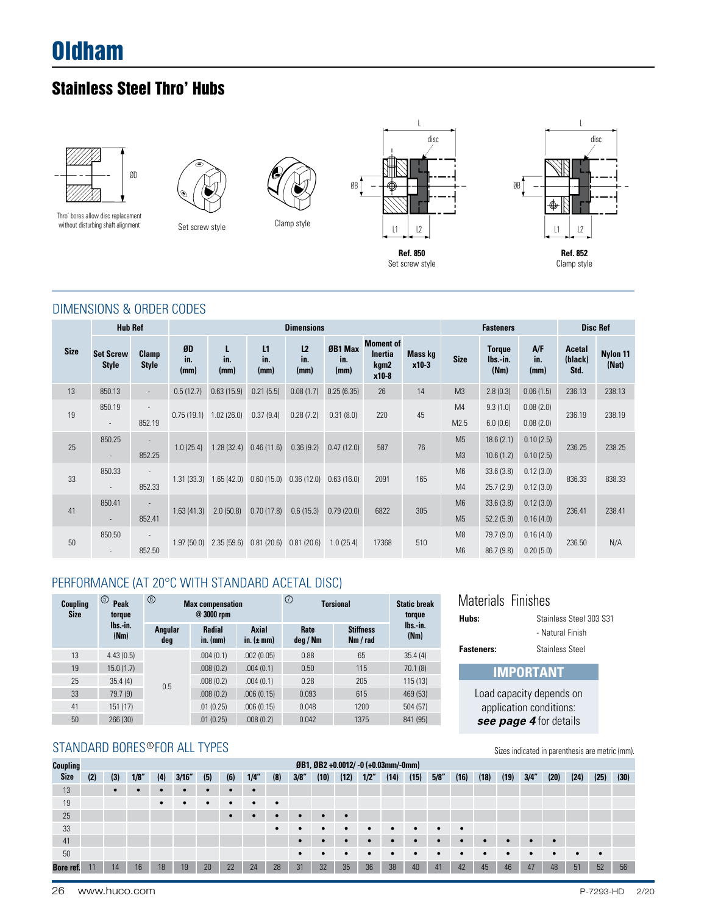# Oldham

## Stainless Steel Thro' Hubs

Thro' bores allow disc replacement without disturbing shaft alignment

Set screw style

Clamp style

**Ref. 850**
Set screw style

**Ref. 852**
Clamp style

### DIMENSIONS & ORDER CODES

| Size | Hub Ref | | Dimensions | | | | | | | Fasteners | | | Disc Ref | |
|---|---|---|---|---|---|---|---|---|---|---|---|---|---|---|
| | Set Screw Style | Clamp Style | ØD in. (mm) | L in. (mm) | L1 in. (mm) | L2 in. (mm) | ØB1 Max in. (mm) | Moment of Inertia kgm2 x10-8 | Mass kg x10-3 | Size | Torque lbs.-in. (Nm) | A/F in. (mm) | Acetal (black) Std. | Nylon 11 (Nat) |
| 13 | 850.13 | - | 0.5 (12.7) | 0.63 (15.9) | 0.21 (5.5) | 0.08 (1.7) | 0.25 (6.35) | 26 | 14 | M3 | 2.8 (0.3) | 0.06 (1.5) | 236.13 | 238.13 |
| 19 | 850.19 | - | 0.75 (19.1) | 1.02 (26.0) | 0.37 (9.4) | 0.28 (7.2) | 0.31 (8.0) | 220 | 45 | M4 | 9.3 (1.0) | 0.08 (2.0) | 236.19 | 238.19 |
| | - | 852.19 | | | | | | | | M2.5 | 6.0 (0.6) | 0.08 (2.0) | | |
| 25 | 850.25 | - | 1.0 (25.4) | 1.28 (32.4) | 0.46 (11.6) | 0.36 (9.2) | 0.47 (12.0) | 587 | 76 | M5 | 18.6 (2.1) | 0.10 (2.5) | 236.25 | 238.25 |
| | - | 852.25 | | | | | | | | M3 | 10.6 (1.2) | 0.10 (2.5) | | |
| 33 | 850.33 | - | 1.31 (33.3) | 1.65 (42.0) | 0.60 (15.0) | 0.36 (12.0) | 0.63 (16.0) | 2091 | 165 | M6 | 33.6 (3.8) | 0.12 (3.0) | 836.33 | 838.33 |
| | - | 852.33 | | | | | | | | M4 | 25.7 (2.9) | 0.12 (3.0) | | |
| 41 | 850.41 | - | 1.63 (41.3) | 2.0 (50.8) | 0.70 (17.8) | 0.6 (15.3) | 0.79 (20.0) | 6822 | 305 | M6 | 33.6 (3.8) | 0.12 (3.0) | 236.41 | 238.41 |
| | - | 852.41 | | | | | | | | M5 | 52.2 (5.9) | 0.16 (4.0) | | |
| 50 | 850.50 | - | 1.97 (50.0) | 2.35 (59.6) | 0.81 (20.6) | 0.81 (20.6) | 1.0 (25.4) | 17368 | 510 | M8 | 79.7 (9.0) | 0.16 (4.0) | 236.50 | N/A |
| | - | 852.50 | | | | | | | | M6 | 86.7 (9.8) | 0.20 (5.0) | | |

### PERFORMANCE (AT 20°C WITH STANDARD ACETAL DISC)

| Coupling Size | ⑤ Peak torque lbs.-in. (Nm) | ⑥ Max compensation @ 3000 rpm | | | ⑦ Torsional | | Static break torque lbs.-in. (Nm) |
|---|---|---|---|---|---|---|---|
| | | Angular deg | Radial in. (mm) | Axial in. (± mm) | Rate deg / Nm | Stiffness Nm / rad | |
| 13 | 4.43 (0.5) | 0.5 | .004 (0.1) | .002 (0.05) | 0.88 | 65 | 35.4 (4) |
| 19 | 15.0 (1.7) | | .008 (0.2) | .004 (0.1) | 0.50 | 115 | 70.1 (8) |
| 25 | 35.4 (4) | | .008 (0.2) | .004 (0.1) | 0.28 | 205 | 115 (13) |
| 33 | 79.7 (9) | | .008 (0.2) | .006 (0.15) | 0.093 | 615 | 469 (53) |
| 41 | 151 (17) | | .01 (0.25) | .006 (0.15) | 0.048 | 1200 | 504 (57) |
| 50 | 266 (30) | | .01 (0.25) | .008 (0.2) | 0.042 | 1375 | 841 (95) |

### Materials Finishes

| | |
|---|---|
| **Hubs:** | Stainless Steel 303 S31 - Natural Finish |
| **Fasteners:** | Stainless Steel |

**IMPORTANT**

Load capacity depends on application conditions: ***see page 4*** for details

### STANDARD BORES ⑧ FOR ALL TYPES

Sizes indicated in parenthesis are metric (mm).

| Coupling Size | ØB1, ØB2 +0.0012/ -0 (+0.03mm/-0mm) | | | | | | | | | | | | | | | | | | | | | | | |
|---|---|---|---|---|---|---|---|---|---|---|---|---|---|---|---|---|---|---|---|---|---|---|---|---|
| | (2) | (3) | 1/8" | (4) | 3/16" | (5) | (6) | 1/4" | (8) | 3/8" | (10) | (12) | 1/2" | (14) | (15) | 5/8" | (16) | (18) | (19) | 3/4" | (20) | (24) | (25) | (30) |
| 13 | | • | • | • | • | • | • | • | | | | | | | | | | | | | | | | |
| 19 | | | | • | • | • | • | • | • | | | | | | | | | | | | | | | |
| 25 | | | | | | | • | • | • | • | • | • | | | | | | | | | | | | |
| 33 | | | | | | | | | • | • | • | • | • | • | • | • | • | | | | | | | |
| 41 | | | | | | | | | | • | • | • | • | • | • | • | • | • | • | • | • | | | |
| 50 | | | | | | | | | | • | • | • | • | • | • | • | • | • | • | • | • | • | • | |
| Bore ref. | 11 | 14 | 16 | 18 | 19 | 20 | 22 | 24 | 28 | 31 | 32 | 35 | 36 | 38 | 40 | 41 | 42 | 45 | 46 | 47 | 48 | 51 | 52 | 56 |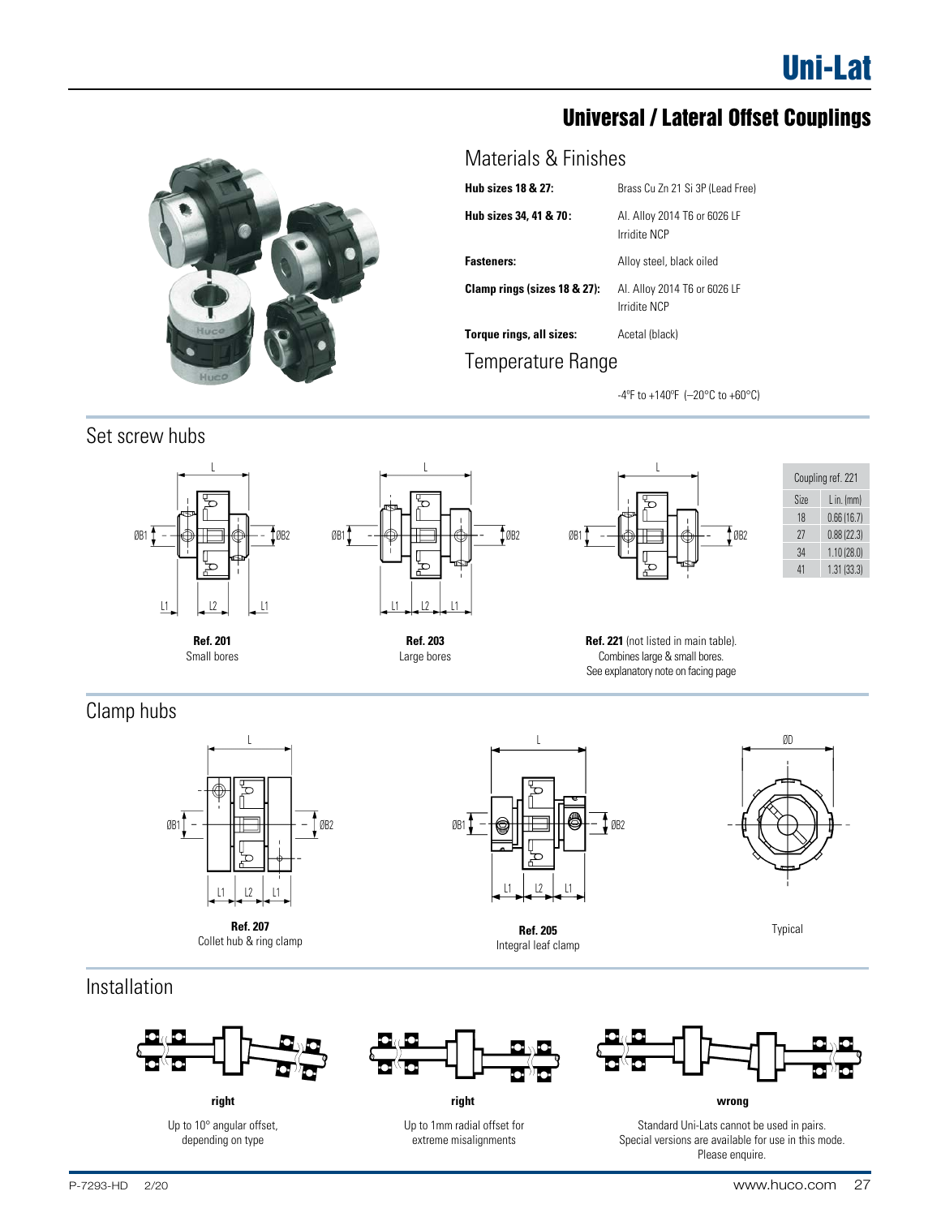# Uni-Lat

## Universal / Lateral Offset Couplings

### Materials & Finishes

| | |
|---|---|
| **Hub sizes 18 & 27:** | Brass Cu Zn 21 Si 3P (Lead Free) |
| **Hub sizes 34, 41 & 70:** | Al. Alloy 2014 T6 or 6026 LF Irridite NCP |
| **Fasteners:** | Alloy steel, black oiled |
| **Clamp rings (sizes 18 & 27):** | Al. Alloy 2014 T6 or 6026 LF Irridite NCP |
| **Torque rings, all sizes:** | Acetal (black) |

### Temperature Range

-4ºF to +140ºF (–20°C to +60°C)

## Set screw hubs

**Ref. 201**
Small bores

**Ref. 203**
Large bores

**Ref. 221** (not listed in main table).
Combines large & small bores.
See explanatory note on facing page

| Coupling ref. 221 | |
|---|---|
| Size | L in. (mm) |
| 18 | 0.66 (16.7) |
| 27 | 0.88 (22.3) |
| 34 | 1.10 (28.0) |
| 41 | 1.31 (33.3) |

## Clamp hubs

**Ref. 207**
Collet hub & ring clamp

**Ref. 205**
Integral leaf clamp

Typical

## Installation

**right**
Up to 10° angular offset, depending on type

**right**
Up to 1mm radial offset for extreme misalignments

**wrong**
Standard Uni-Lats cannot be used in pairs. Special versions are available for use in this mode. Please enquire.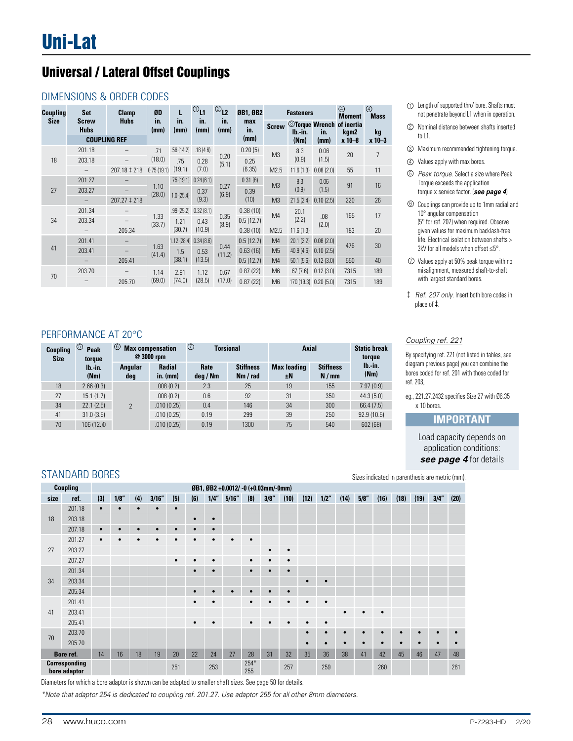# Uni-Lat

## Universal / Lateral Offset Couplings

### DIMENSIONS & ORDER CODES

| Coupling Size | Set Screw Hubs (COUPLING REF) | Clamp Hubs (COUPLING REF) | ØD in. (mm) | L in. (mm) | ① L1 in. (mm) | ② L2 in. (mm) | ØB1, ØB2 max in. (mm) | Fasteners: Screw | Fasteners: ③ Torque lb.-in. (Nm) | Fasteners: Wrench in. (mm) | ④ Moment of inertia kgm2 x 10–8 | ④ Mass kg x 10–3 |
|---|---|---|---|---|---|---|---|---|---|---|---|---|
| 18 | 201.18 | – | .71 (18.0) | .56 (14.2) | .18 (4.6) | 0.20 (5.1) | 0.20 (5) | M3 | 8.3 (0.9) | 0.06 (1.5) | 20 | 7 |
| | 203.18 | – | | .75 (19.1) | 0.28 (7.0) | | 0.25 (6.35) | | | | | |
| | – | 207.18 ‡ 218 | 0.75 (19.1) | | | | | M2.5 | 11.6 (1.3) | 0.08 (2.0) | 55 | 11 |
| 27 | 201.27 | – | 1.10 (28.0) | .75 (19.1) | 0.24 (6.1) | 0.27 (6.9) | 0.31 (8) | M3 | 8.3 (0.9) | 0.06 (1.5) | 91 | 16 |
| | 203.27 | – | | 1.0 (25.4) | 0.37 (9.3) | | 0.39 (10) | | | | | |
| | – | 207.27 ‡ 218 | | | | | | M3 | 21.5 (2.4) | 0.10 (2.5) | 220 | 26 |
| 34 | 201.34 | – | 1.33 (33.7) | .99 (25.2) | 0.32 (8.1) | 0.35 (8.9) | 0.38 (10) | M4 | 20.1 (2.2) | .08 (2.0) | 165 | 17 |
| | 203.34 | – | | 1.21 (30.7) | 0.43 (10.9) | | 0.5 (12.7) | | | | | |
| | – | 205.34 | | | | | 0.38 (10) | M2.5 | 11.6 (1.3) | | 183 | 20 |
| 41 | 201.41 | – | 1.63 (41.4) | 1.12 (28.4) | 0.34 (8.6) | 0.44 (11.2) | 0.5 (12.7) | M4 | 20.1 (2.2) | 0.08 (2.0) | 476 | 30 |
| | 203.41 | – | | 1.5 (38.1) | 0.53 (13.5) | | 0.63 (16) | M5 | 40.9 (4.6) | 0.10 (2.5) | | |
| | – | 205.41 | | | | | 0.5 (12.7) | M4 | 50.1 (5.6) | 0.12 (3.0) | 550 | 40 |
| 70 | 203.70 | – | 1.14 (69.0) | 2.91 (74.0) | 1.12 (28.5) | 0.67 (17.0) | 0.87 (22) | M6 | 67 (7.6) | 0.12 (3.0) | 7315 | 189 |
| | – | 205.70 | | | | | 0.87 (22) | M6 | 170 (19.3) | 0.20 (5.0) | 7315 | 189 |

① Length of supported thro' bore. Shafts must not penetrate beyond L1 when in operation.

② Nominal distance between shafts inserted to L1.

③ Maximum recommended tightening torque.

④ Values apply with max bores.

⑤ *Peak torque.* Select a size where Peak Torque exceeds the application torque x service factor. (***see page 4***)

⑥ Couplings can provide up to 1mm radial and 10° angular compensation (5° for ref. 207) when required. Observe given values for maximum backlash-free life. Electrical isolation between shafts > 3kV for all models when offset ≤5°.

⑦ Values apply at 50% peak torque with no misalignment, measured shaft-to-shaft with largest standard bores.

‡ *Ref. 207 only.* Insert both bore codes in place of ‡.

### PERFORMANCE AT 20°C

| Coupling Size | ⑤ Peak torque lb.-in. (Nm) | ⑥ Max compensation @ 3000 rpm: Angular deg | ⑥ Max compensation @ 3000 rpm: Radial in. (mm) | ⑦ Torsional: Rate deg / Nm | ⑦ Torsional: Stiffness Nm / rad | Axial: Max loading ±N | Axial: Stiffness N / mm | Static break torque lb.-in. (Nm) |
|---|---|---|---|---|---|---|---|---|
| 18 | 2.66 (0.3) | 2 | .008 (0.2) | 2.3 | 25 | 19 | 155 | 7.97 (0.9) |
| 27 | 15.1 (1.7) | | .008 (0.2) | 0.6 | 92 | 31 | 350 | 44.3 (5.0) |
| 34 | 22.1 (2.5) | | .010 (0.25) | 0.4 | 146 | 34 | 300 | 66.4 (7.5) |
| 41 | 31.0 (3.5) | | .010 (0.25) | 0.19 | 299 | 39 | 250 | 92.9 (10.5) |
| 70 | 106 (12.)0 | | .010 (0.25) | 0.19 | 1300 | 75 | 540 | 602 (68) |

*Coupling ref. 221*

By specifying ref. 221 (not listed in tables, see diagram previous page) you can combine the bores coded for ref. 201 with those coded for ref. 203,

eg., 221.27.2432 specifies Size 27 with Ø6.35 x 10 bores.

**IMPORTANT**

Load capacity depends on application conditions: ***see page 4*** for details

### STANDARD BORES

Sizes indicated in parenthesis are metric (mm).

ØB1, ØB2 +0.0012/ -0 (+0.03mm/-0mm)

| Coupling size | Coupling ref. | (3) | 1/8" | (4) | 3/16" | (5) | (6) | 1/4" | 5/16" | (8) | 3/8" | (10) | (12) | 1/2" | (14) | 5/8" | (16) | (18) | (19) | 3/4" | (20) |
|---|---|---|---|---|---|---|---|---|---|---|---|---|---|---|---|---|---|---|---|---|---|
| 18 | 201.18 | • | • | • | • | • | | | | | | | | | | | | | | | |
| | 203.18 | | | | | | • | • | | | | | | | | | | | | | |
| | 207.18 | • | • | • | • | • | • | • | | | | | | | | | | | | | |
| 27 | 201.27 | • | • | • | • | • | • | • | • | • | | | | | | | | | | | |
| | 203.27 | | | | | | | | | | • | • | | | | | | | | | |
| | 207.27 | | | | | • | • | • | | • | • | • | | | | | | | | | |
| 34 | 201.34 | | | | | | • | • | | • | • | • | | | | | | | | | |
| | 203.34 | | | | | | | | | | | | • | • | | | | | | | |
| | 205.34 | | | | | | • | • | • | • | • | • | | | | | | | | | |
| 41 | 201.41 | | | | | | • | • | | • | • | • | • | • | | | | | | | |
| | 203.41 | | | | | | | | | | | | | | • | • | • | | | | |
| | 205.41 | | | | | | • | • | | • | • | • | • | • | | | | | | | |
| 70 | 203.70 | | | | | | | | | | | | • | • | • | • | • | • | • | • | • |
| | 205.70 | | | | | | | | | | | | • | • | • | • | • | • | • | • | • |
| Bore ref. | | 14 | 16 | 18 | 19 | 20 | 22 | 24 | 27 | 28 | 31 | 32 | 35 | 36 | 38 | 41 | 42 | 45 | 46 | 47 | 48 |
| Corresponding bore adaptor | | | | | | 251 | | 253 | | 254* 255 | | 257 | | 259 | | | 260 | | | | 261 |

Diameters for which a bore adaptor is shown can be adapted to smaller shaft sizes. See page 58 for details.

*\*Note that adaptor 254 is dedicated to coupling ref. 201.27. Use adaptor 255 for all other 8mm diameters.*